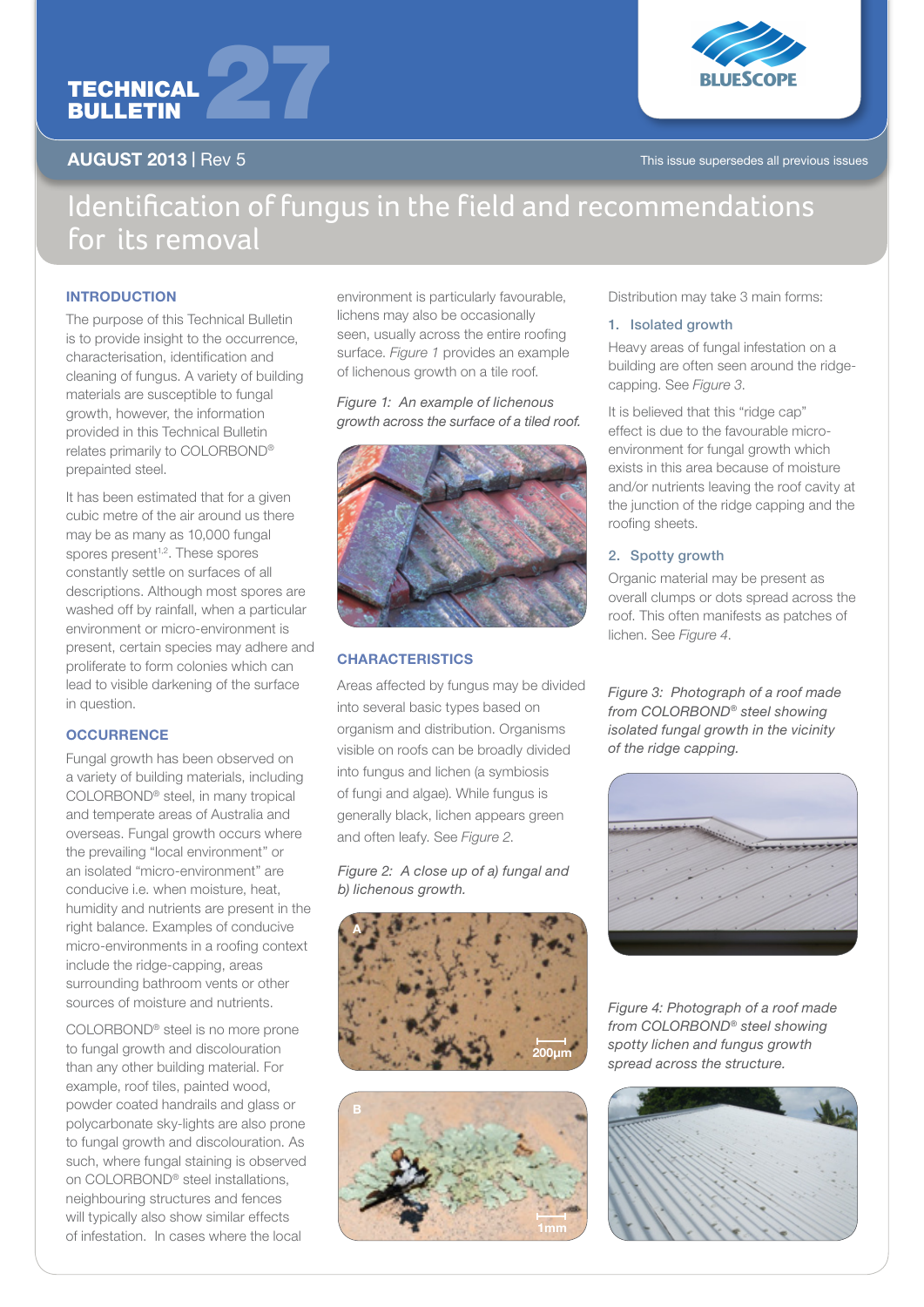TECHNICAL BULLETIN 27

AUGUST 2013 | Rev 5

This issue supersedes all previous issues

# Identification of fungus in the field and recommendations for its removal

## INTRODUCTION

The purpose of this Technical Bulletin is to provide insight to the occurrence, characterisation, identification and cleaning of fungus. A variety of building materials are susceptible to fungal growth, however, the information provided in this Technical Bulletin relates primarily to COLORBOND® prepainted steel.

It has been estimated that for a given cubic metre of the air around us there may be as many as 10,000 fungal spores present[1,2]. These spores constantly settle on surfaces of all descriptions. Although most spores are washed off by rainfall, when a particular environment or micro-environment is present, certain species may adhere and proliferate to form colonies which can lead to visible darkening of the surface in question.

## OCCURRENCE

Fungal growth has been observed on a variety of building materials, including COLORBOND® steel, in many tropical and temperate areas of Australia and overseas. Fungal growth occurs where the prevailing "local environment" or an isolated "micro-environment" are conducive i.e. when moisture, heat, humidity and nutrients are present in the right balance. Examples of conducive micro-environments in a roofing context include the ridge-capping, areas surrounding bathroom vents or other sources of moisture and nutrients.

COLORBOND® steel is no more prone to fungal growth and discolouration than any other building material. For example, roof tiles, painted wood, powder coated handrails and glass or polycarbonate sky-lights are also prone to fungal growth and discolouration. As such, where fungal staining is observed on COLORBOND® steel installations, neighbouring structures and fences will typically also show similar effects of infestation. In cases where the local environment is particularly favourable, lichens may also be occasionally seen, usually across the entire roofing surface. *Figure 1* provides an example of lichenous growth on a tile roof.

*Figure 1: An example of lichenous growth across the surface of a tiled roof.*

## CHARACTERISTICS

Areas affected by fungus may be divided into several basic types based on organism and distribution. Organisms visible on roofs can be broadly divided into fungus and lichen (a symbiosis of fungi and algae). While fungus is generally black, lichen appears green and often leafy. See *Figure 2*.

*Figure 2: A close up of a) fungal and b) lichenous growth.*

A

200µm

B

1mm

Distribution may take 3 main forms:

### 1. Isolated growth

Heavy areas of fungal infestation on a building are often seen around the ridge-capping. See *Figure 3*.

It is believed that this "ridge cap" effect is due to the favourable micro-environment for fungal growth which exists in this area because of moisture and/or nutrients leaving the roof cavity at the junction of the ridge capping and the roofing sheets.

### 2. Spotty growth

Organic material may be present as overall clumps or dots spread across the roof. This often manifests as patches of lichen. See *Figure 4*.

*Figure 3: Photograph of a roof made from COLORBOND® steel showing isolated fungal growth in the vicinity of the ridge capping.*

*Figure 4: Photograph of a roof made from COLORBOND® steel showing spotty lichen and fungus growth spread across the structure.*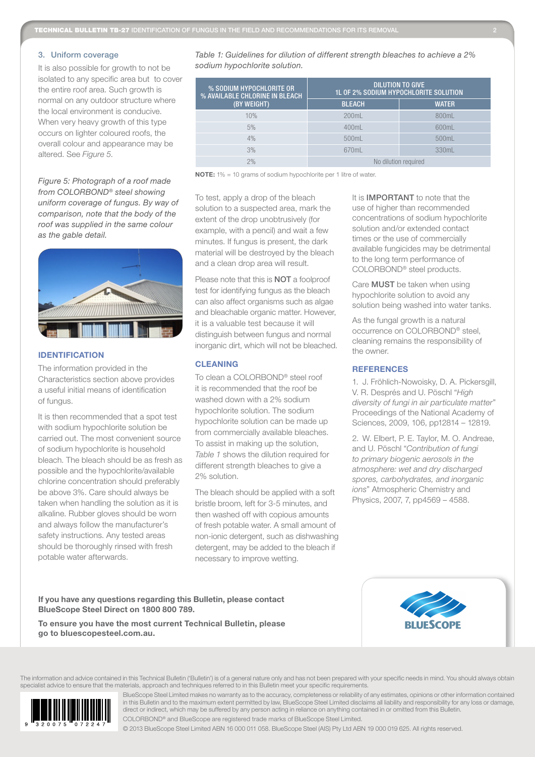### 3. Uniform coverage

It is also possible for growth to not be isolated to any specific area but to cover the entire roof area. Such growth is normal on any outdoor structure where the local environment is conducive. When very heavy growth of this type occurs on lighter coloured roofs, the overall colour and appearance may be altered. See *Figure 5*.

*Figure 5: Photograph of a roof made from COLORBOND® steel showing uniform coverage of fungus. By way of comparison, note that the body of the roof was supplied in the same colour as the gable detail.*

## IDENTIFICATION

The information provided in the Characteristics section above provides a useful initial means of identification of fungus.

It is then recommended that a spot test with sodium hypochlorite solution be carried out. The most convenient source of sodium hypochlorite is household bleach. The bleach should be as fresh as possible and the hypochlorite/available chlorine concentration should preferably be above 3%. Care should always be taken when handling the solution as it is alkaline. Rubber gloves should be worn and always follow the manufacturer's safety instructions. Any tested areas should be thoroughly rinsed with fresh potable water afterwards.

*Table 1: Guidelines for dilution of different strength bleaches to achieve a 2% sodium hypochlorite solution.*

| % SODIUM HYPOCHLORITE OR % AVAILABLE CHLORINE IN BLEACH (BY WEIGHT) | DILUTION TO GIVE 1L OF 2% SODIUM HYPOCHLORITE SOLUTION | |
|---|---|---|
| | BLEACH | WATER |
| 10% | 200mL | 800mL |
| 5% | 400mL | 600mL |
| 4% | 500mL | 500mL |
| 3% | 670mL | 330mL |
| 2% | No dilution required | |

**NOTE:** 1% = 10 grams of sodium hypochlorite per 1 litre of water.

To test, apply a drop of the bleach solution to a suspected area, mark the extent of the drop unobtrusively (for example, with a pencil) and wait a few minutes. If fungus is present, the dark material will be destroyed by the bleach and a clean drop area will result.

Please note that this is **NOT** a foolproof test for identifying fungus as the bleach can also affect organisms such as algae and bleachable organic matter. However, it is a valuable test because it will distinguish between fungus and normal inorganic dirt, which will not be bleached.

## CLEANING

To clean a COLORBOND® steel roof it is recommended that the roof be washed down with a 2% sodium hypochlorite solution. The sodium hypochlorite solution can be made up from commercially available bleaches. To assist in making up the solution, *Table 1* shows the dilution required for different strength bleaches to give a 2% solution.

The bleach should be applied with a soft bristle broom, left for 3-5 minutes, and then washed off with copious amounts of fresh potable water. A small amount of non-ionic detergent, such as dishwashing detergent, may be added to the bleach if necessary to improve wetting.

It is **IMPORTANT** to note that the use of higher than recommended concentrations of sodium hypochlorite solution and/or extended contact times or the use of commercially available fungicides may be detrimental to the long term performance of COLORBOND® steel products.

Care **MUST** be taken when using hypochlorite solution to avoid any solution being washed into water tanks.

As the fungal growth is a natural occurrence on COLORBOND® steel, cleaning remains the responsibility of the owner.

## REFERENCES

1. J. Fröhlich-Nowoisky, D. A. Pickersgill, V. R. Després and U. Pöschl "*High diversity of fungi in air particulate matter*" Proceedings of the National Academy of Sciences, 2009, 106, pp12814 – 12819.

2. W. Elbert, P. E. Taylor, M. O. Andreae, and U. Pöschl "*Contribution of fungi to primary biogenic aerosols in the atmosphere: wet and dry discharged spores, carbohydrates, and inorganic ions*" Atmospheric Chemistry and Physics, 2007, 7, pp4569 – 4588.

**If you have any questions regarding this Bulletin, please contact BlueScope Steel Direct on 1800 800 789.**

**To ensure you have the most current Technical Bulletin, please go to bluescopesteel.com.au.**

BLUESCOPE

The information and advice contained in this Technical Bulletin ('Bulletin') is of a general nature only and has not been prepared with your specific needs in mind. You should always obtain specialist advice to ensure that the materials, approach and techniques referred to in this Bulletin meet your specific requirements.

BlueScope Steel Limited makes no warranty as to the accuracy, completeness or reliability of any estimates, opinions or other information contained in this Bulletin and to the maximum extent permitted by law, BlueScope Steel Limited disclaims all liability and responsibility for any loss or damage, direct or indirect, which may be suffered by any person acting in reliance on anything contained in or omitted from this Bulletin.

COLORBOND® and BlueScope are registered trade marks of BlueScope Steel Limited.

© 2013 BlueScope Steel Limited ABN 16 000 011 058. BlueScope Steel (AIS) Pty Ltd ABN 19 000 019 625. All rights reserved.

9 320075 072247